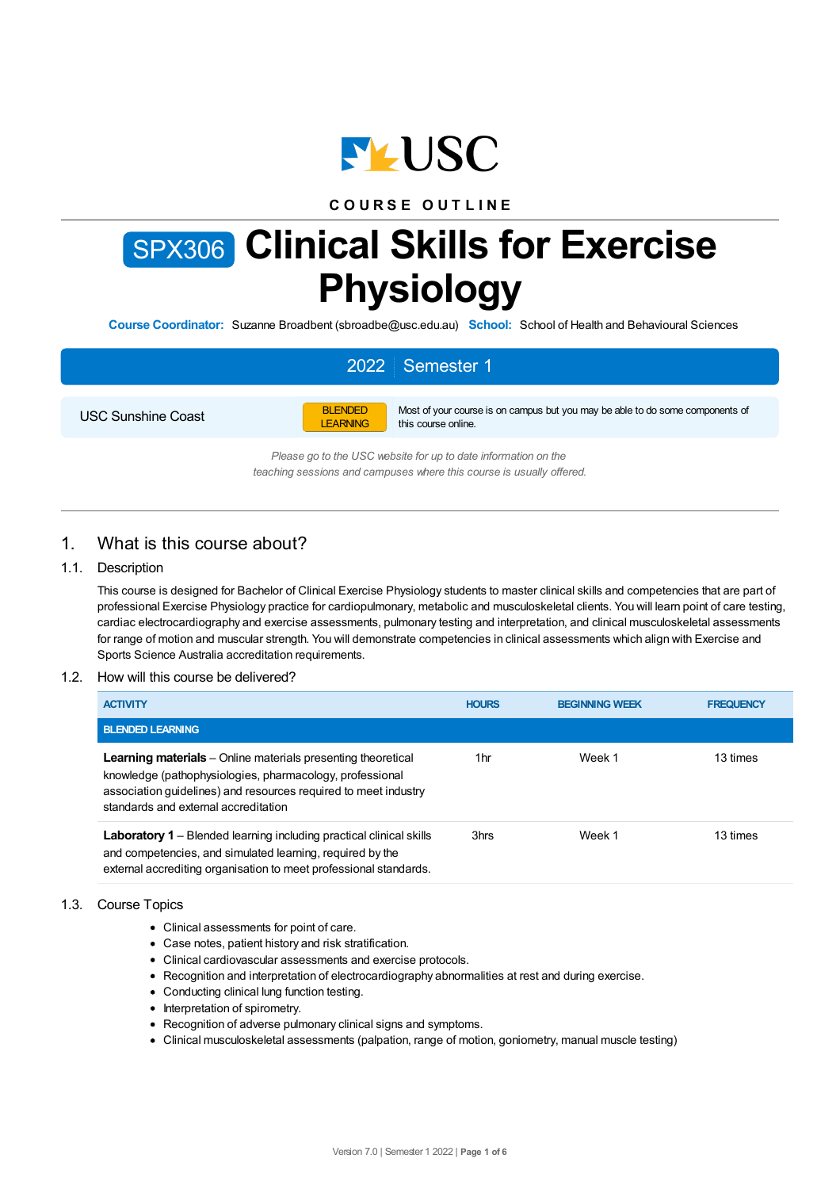COURSE OUTLINE

# SPX306 Clinical Skills for Exercise Physiology

**Course Coordinator:** Suzanne Broadbent (sbroadbe@usc.edu.au) **School:** School of Health and Behavioural Sciences

| 2022 | Semester 1 |
|---|---|

| USC Sunshine Coast | BLENDED LEARNING | Most of your course is on campus but you may be able to do some components of this course online. |
|---|---|---|

*Please go to the USC website for up to date information on the teaching sessions and campuses where this course is usually offered.*

## 1. What is this course about?

### 1.1. Description

This course is designed for Bachelor of Clinical Exercise Physiology students to master clinical skills and competencies that are part of professional Exercise Physiology practice for cardiopulmonary, metabolic and musculoskeletal clients. You will learn point of care testing, cardiac electrocardiography and exercise assessments, pulmonary testing and interpretation, and clinical musculoskeletal assessments for range of motion and muscular strength. You will demonstrate competencies in clinical assessments which align with Exercise and Sports Science Australia accreditation requirements.

### 1.2. How will this course be delivered?

| ACTIVITY | HOURS | BEGINNING WEEK | FREQUENCY |
|---|---|---|---|
| **BLENDED LEARNING** | | | |
| **Learning materials** – Online materials presenting theoretical knowledge (pathophysiologies, pharmacology, professional association guidelines) and resources required to meet industry standards and external accreditation | 1hr | Week 1 | 13 times |
| **Laboratory 1** – Blended learning including practical clinical skills and competencies, and simulated learning, required by the external accrediting organisation to meet professional standards. | 3hrs | Week 1 | 13 times |

### 1.3. Course Topics

- Clinical assessments for point of care.
- Case notes, patient history and risk stratification.
- Clinical cardiovascular assessments and exercise protocols.
- Recognition and interpretation of electrocardiography abnormalities at rest and during exercise.
- Conducting clinical lung function testing.
- Interpretation of spirometry.
- Recognition of adverse pulmonary clinical signs and symptoms.
- Clinical musculoskeletal assessments (palpation, range of motion, goniometry, manual muscle testing)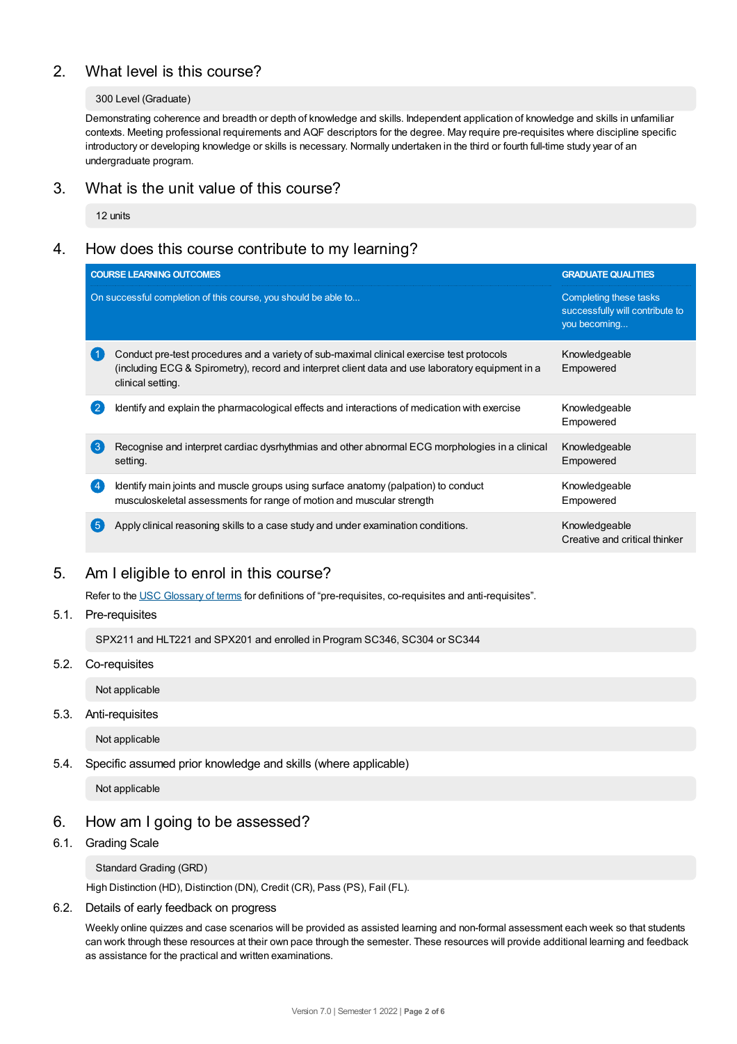## 2. What level is this course?

300 Level (Graduate)

Demonstrating coherence and breadth or depth of knowledge and skills. Independent application of knowledge and skills in unfamiliar contexts. Meeting professional requirements and AQF descriptors for the degree. May require pre-requisites where discipline specific introductory or developing knowledge or skills is necessary. Normally undertaken in the third or fourth full-time study year of an undergraduate program.

## 3. What is the unit value of this course?

12 units

## 4. How does this course contribute to my learning?

| COURSE LEARNING OUTCOMES<br>On successful completion of this course, you should be able to... | GRADUATE QUALITIES<br>Completing these tasks successfully will contribute to you becoming... |
|---|---|
| 1 Conduct pre-test procedures and a variety of sub-maximal clinical exercise test protocols (including ECG & Spirometry), record and interpret client data and use laboratory equipment in a clinical setting. | Knowledgeable<br>Empowered |
| 2 Identify and explain the pharmacological effects and interactions of medication with exercise | Knowledgeable<br>Empowered |
| 3 Recognise and interpret cardiac dysrhythmias and other abnormal ECG morphologies in a clinical setting. | Knowledgeable<br>Empowered |
| 4 Identify main joints and muscle groups using surface anatomy (palpation) to conduct musculoskeletal assessments for range of motion and muscular strength | Knowledgeable<br>Empowered |
| 5 Apply clinical reasoning skills to a case study and under examination conditions. | Knowledgeable<br>Creative and critical thinker |

## 5. Am I eligible to enrol in this course?

Refer to the USC Glossary of terms for definitions of “pre-requisites, co-requisites and anti-requisites”.

### 5.1. Pre-requisites

SPX211 and HLT221 and SPX201 and enrolled in Program SC346, SC304 or SC344

### 5.2. Co-requisites

Not applicable

### 5.3. Anti-requisites

Not applicable

### 5.4. Specific assumed prior knowledge and skills (where applicable)

Not applicable

## 6. How am I going to be assessed?

### 6.1. Grading Scale

Standard Grading (GRD)

High Distinction (HD), Distinction (DN), Credit (CR), Pass (PS), Fail (FL).

### 6.2. Details of early feedback on progress

Weekly online quizzes and case scenarios will be provided as assisted learning and non-formal assessment each week so that students can work through these resources at their own pace through the semester. These resources will provide additional learning and feedback as assistance for the practical and written examinations.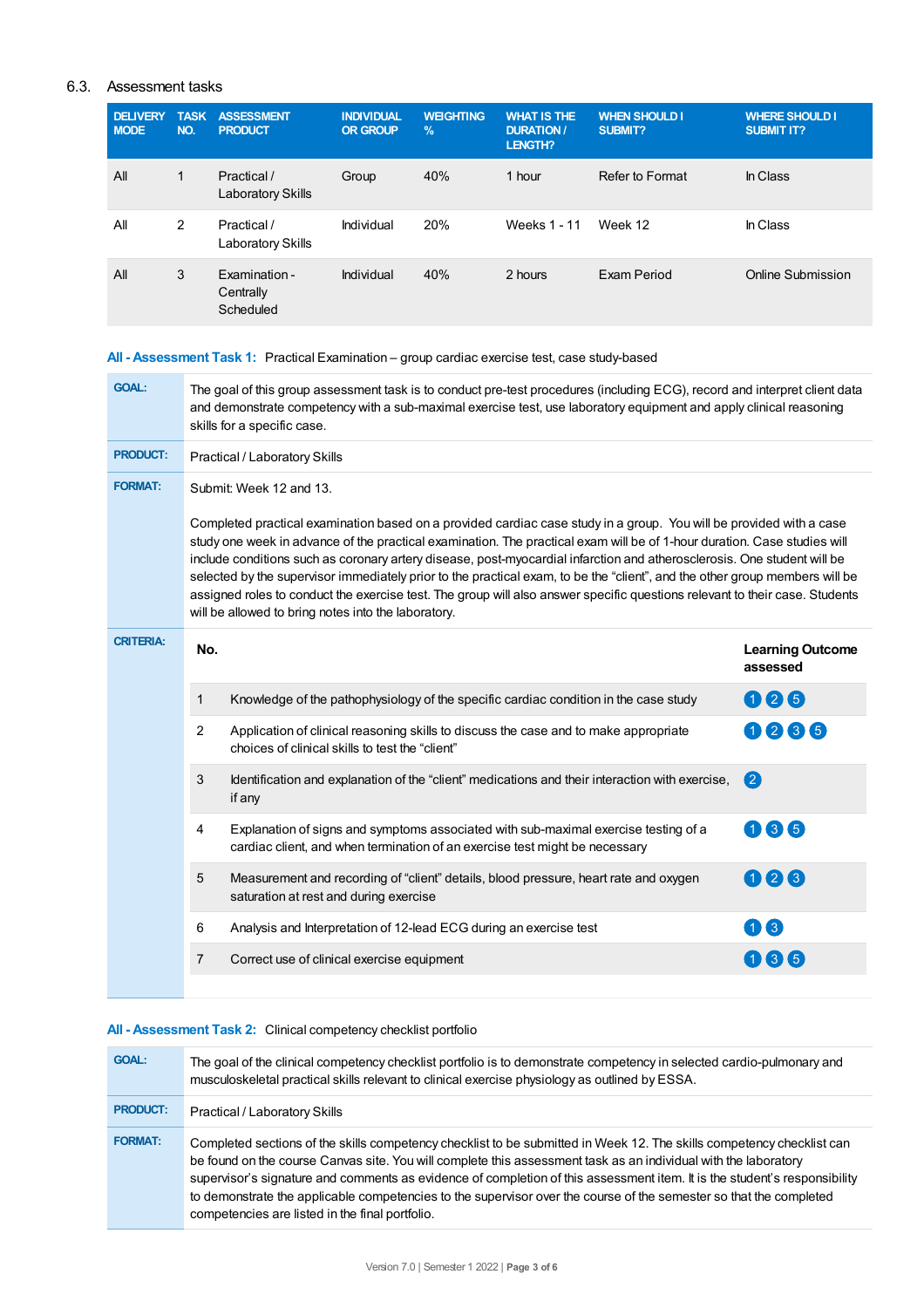### 6.3. Assessment tasks

| DELIVERY MODE | TASK NO. | ASSESSMENT PRODUCT | INDIVIDUAL OR GROUP | WEIGHTING % | WHAT IS THE DURATION / LENGTH? | WHEN SHOULD I SUBMIT? | WHERE SHOULD I SUBMIT IT? |
|---|---|---|---|---|---|---|---|
| All | 1 | Practical / Laboratory Skills | Group | 40% | 1 hour | Refer to Format | In Class |
| All | 2 | Practical / Laboratory Skills | Individual | 20% | Weeks 1 - 11 | Week 12 | In Class |
| All | 3 | Examination - Centrally Scheduled | Individual | 40% | 2 hours | Exam Period | Online Submission |

**All - Assessment Task 1:** Practical Examination – group cardiac exercise test, case study-based

**GOAL:** The goal of this group assessment task is to conduct pre-test procedures (including ECG), record and interpret client data and demonstrate competency with a sub-maximal exercise test, use laboratory equipment and apply clinical reasoning skills for a specific case.

**PRODUCT:** Practical / Laboratory Skills

**FORMAT:** Submit: Week 12 and 13.

Completed practical examination based on a provided cardiac case study in a group. You will be provided with a case study one week in advance of the practical examination. The practical exam will be of 1-hour duration. Case studies will include conditions such as coronary artery disease, post-myocardial infarction and atherosclerosis. One student will be selected by the supervisor immediately prior to the practical exam, to be the "client", and the other group members will be assigned roles to conduct the exercise test. The group will also answer specific questions relevant to their case. Students will be allowed to bring notes into the laboratory.

**CRITERIA:**

| No. | | Learning Outcome assessed |
|---|---|---|
| 1 | Knowledge of the pathophysiology of the specific cardiac condition in the case study | 1 2 5 |
| 2 | Application of clinical reasoning skills to discuss the case and to make appropriate choices of clinical skills to test the "client" | 1 2 3 5 |
| 3 | Identification and explanation of the "client" medications and their interaction with exercise, if any | 2 |
| 4 | Explanation of signs and symptoms associated with sub-maximal exercise testing of a cardiac client, and when termination of an exercise test might be necessary | 1 3 5 |
| 5 | Measurement and recording of "client" details, blood pressure, heart rate and oxygen saturation at rest and during exercise | 1 2 3 |
| 6 | Analysis and Interpretation of 12-lead ECG during an exercise test | 1 3 |
| 7 | Correct use of clinical exercise equipment | 1 3 5 |

**All - Assessment Task 2:** Clinical competency checklist portfolio

**GOAL:** The goal of the clinical competency checklist portfolio is to demonstrate competency in selected cardio-pulmonary and musculoskeletal practical skills relevant to clinical exercise physiology as outlined by ESSA.

**PRODUCT:** Practical / Laboratory Skills

**FORMAT:** Completed sections of the skills competency checklist to be submitted in Week 12. The skills competency checklist can be found on the course Canvas site. You will complete this assessment task as an individual with the laboratory supervisor's signature and comments as evidence of completion of this assessment item. It is the student's responsibility to demonstrate the applicable competencies to the supervisor over the course of the semester so that the completed competencies are listed in the final portfolio.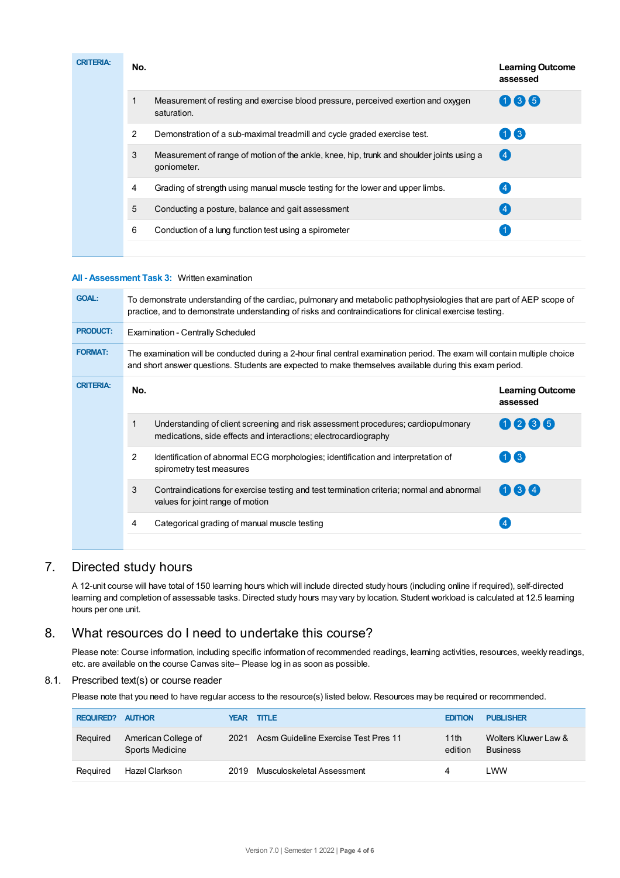| CRITERIA: | No. | | Learning Outcome assessed |
|---|---|---|---|
| | 1 | Measurement of resting and exercise blood pressure, perceived exertion and oxygen saturation. | 1 3 5 |
| | 2 | Demonstration of a sub-maximal treadmill and cycle graded exercise test. | 1 3 |
| | 3 | Measurement of range of motion of the ankle, knee, hip, trunk and shoulder joints using a goniometer. | 4 |
| | 4 | Grading of strength using manual muscle testing for the lower and upper limbs. | 4 |
| | 5 | Conducting a posture, balance and gait assessment | 4 |
| | 6 | Conduction of a lung function test using a spirometer | 1 |

**All - Assessment Task 3:** Written examination

| | |
|---|---|
| **GOAL:** | To demonstrate understanding of the cardiac, pulmonary and metabolic pathophysiologies that are part of AEP scope of practice, and to demonstrate understanding of risks and contraindications for clinical exercise testing. |
| **PRODUCT:** | Examination - Centrally Scheduled |
| **FORMAT:** | The examination will be conducted during a 2-hour final central examination period. The exam will contain multiple choice and short answer questions. Students are expected to make themselves available during this exam period. |

| CRITERIA: | No. | | Learning Outcome assessed |
|---|---|---|---|
| | 1 | Understanding of client screening and risk assessment procedures; cardiopulmonary medications, side effects and interactions; electrocardiography | 1 2 3 5 |
| | 2 | Identification of abnormal ECG morphologies; identification and interpretation of spirometry test measures | 1 3 |
| | 3 | Contraindications for exercise testing and test termination criteria; normal and abnormal values for joint range of motion | 1 3 4 |
| | 4 | Categorical grading of manual muscle testing | 4 |

## 7. Directed study hours

A 12-unit course will have total of 150 learning hours which will include directed study hours (including online if required), self-directed learning and completion of assessable tasks. Directed study hours may vary by location. Student workload is calculated at 12.5 learning hours per one unit.

## 8. What resources do I need to undertake this course?

Please note: Course information, including specific information of recommended readings, learning activities, resources, weekly readings, etc. are available on the course Canvas site– Please log in as soon as possible.

### 8.1. Prescribed text(s) or course reader

Please note that you need to have regular access to the resource(s) listed below. Resources may be required or recommended.

| REQUIRED? | AUTHOR | YEAR | TITLE | EDITION | PUBLISHER |
|---|---|---|---|---|---|
| Required | American College of Sports Medicine | 2021 | Acsm Guideline Exercise Test Pres 11 | 11th edition | Wolters Kluwer Law & Business |
| Required | Hazel Clarkson | 2019 | Musculoskeletal Assessment | 4 | LWW |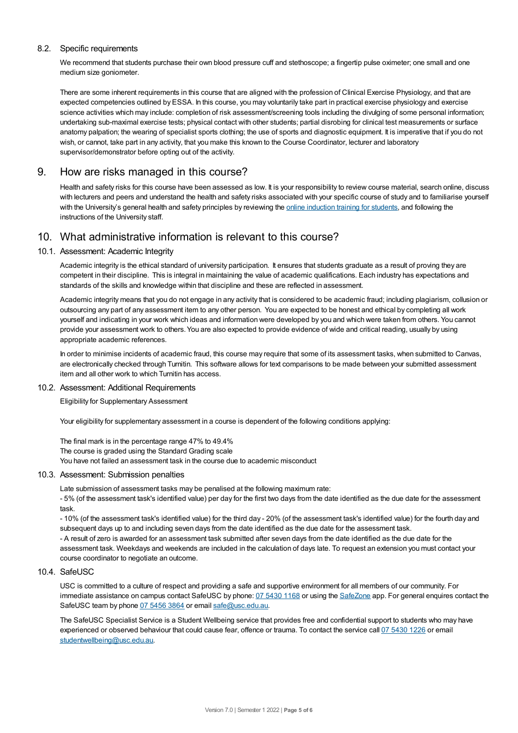### 8.2. Specific requirements

We recommend that students purchase their own blood pressure cuff and stethoscope; a fingertip pulse oximeter; one small and one medium size goniometer.

There are some inherent requirements in this course that are aligned with the profession of Clinical Exercise Physiology, and that are expected competencies outlined by ESSA. In this course, you may voluntarily take part in practical exercise physiology and exercise science activities which may include: completion of risk assessment/screening tools including the divulging of some personal information; undertaking sub-maximal exercise tests; physical contact with other students; partial disrobing for clinical test measurements or surface anatomy palpation; the wearing of specialist sports clothing; the use of sports and diagnostic equipment. It is imperative that if you do not wish, or cannot, take part in any activity, that you make this known to the Course Coordinator, lecturer and laboratory supervisor/demonstrator before opting out of the activity.

## 9. How are risks managed in this course?

Health and safety risks for this course have been assessed as low. It is your responsibility to review course material, search online, discuss with lecturers and peers and understand the health and safety risks associated with your specific course of study and to familiarise yourself with the University's general health and safety principles by reviewing the online induction training for students, and following the instructions of the University staff.

## 10. What administrative information is relevant to this course?

### 10.1. Assessment: Academic Integrity

Academic integrity is the ethical standard of university participation. It ensures that students graduate as a result of proving they are competent in their discipline. This is integral in maintaining the value of academic qualifications. Each industry has expectations and standards of the skills and knowledge within that discipline and these are reflected in assessment.

Academic integrity means that you do not engage in any activity that is considered to be academic fraud; including plagiarism, collusion or outsourcing any part of any assessment item to any other person. You are expected to be honest and ethical by completing all work yourself and indicating in your work which ideas and information were developed by you and which were taken from others. You cannot provide your assessment work to others. You are also expected to provide evidence of wide and critical reading, usually by using appropriate academic references.

In order to minimise incidents of academic fraud, this course may require that some of its assessment tasks, when submitted to Canvas, are electronically checked through Turnitin. This software allows for text comparisons to be made between your submitted assessment item and all other work to which Turnitin has access.

### 10.2. Assessment: Additional Requirements

Eligibility for Supplementary Assessment

Your eligibility for supplementary assessment in a course is dependent of the following conditions applying:

The final mark is in the percentage range 47% to 49.4%
The course is graded using the Standard Grading scale
You have not failed an assessment task in the course due to academic misconduct

### 10.3. Assessment: Submission penalties

Late submission of assessment tasks may be penalised at the following maximum rate:
- 5% (of the assessment task's identified value) per day for the first two days from the date identified as the due date for the assessment task.
- 10% (of the assessment task's identified value) for the third day - 20% (of the assessment task's identified value) for the fourth day and subsequent days up to and including seven days from the date identified as the due date for the assessment task.
- A result of zero is awarded for an assessment task submitted after seven days from the date identified as the due date for the assessment task. Weekdays and weekends are included in the calculation of days late. To request an extension you must contact your course coordinator to negotiate an outcome.

### 10.4. SafeUSC

USC is committed to a culture of respect and providing a safe and supportive environment for all members of our community. For immediate assistance on campus contact SafeUSC by phone: 07 5430 1168 or using the SafeZone app. For general enquires contact the SafeUSC team by phone 07 5456 3864 or email safe@usc.edu.au.

The SafeUSC Specialist Service is a Student Wellbeing service that provides free and confidential support to students who may have experienced or observed behaviour that could cause fear, offence or trauma. To contact the service call 07 5430 1226 or email studentwellbeing@usc.edu.au.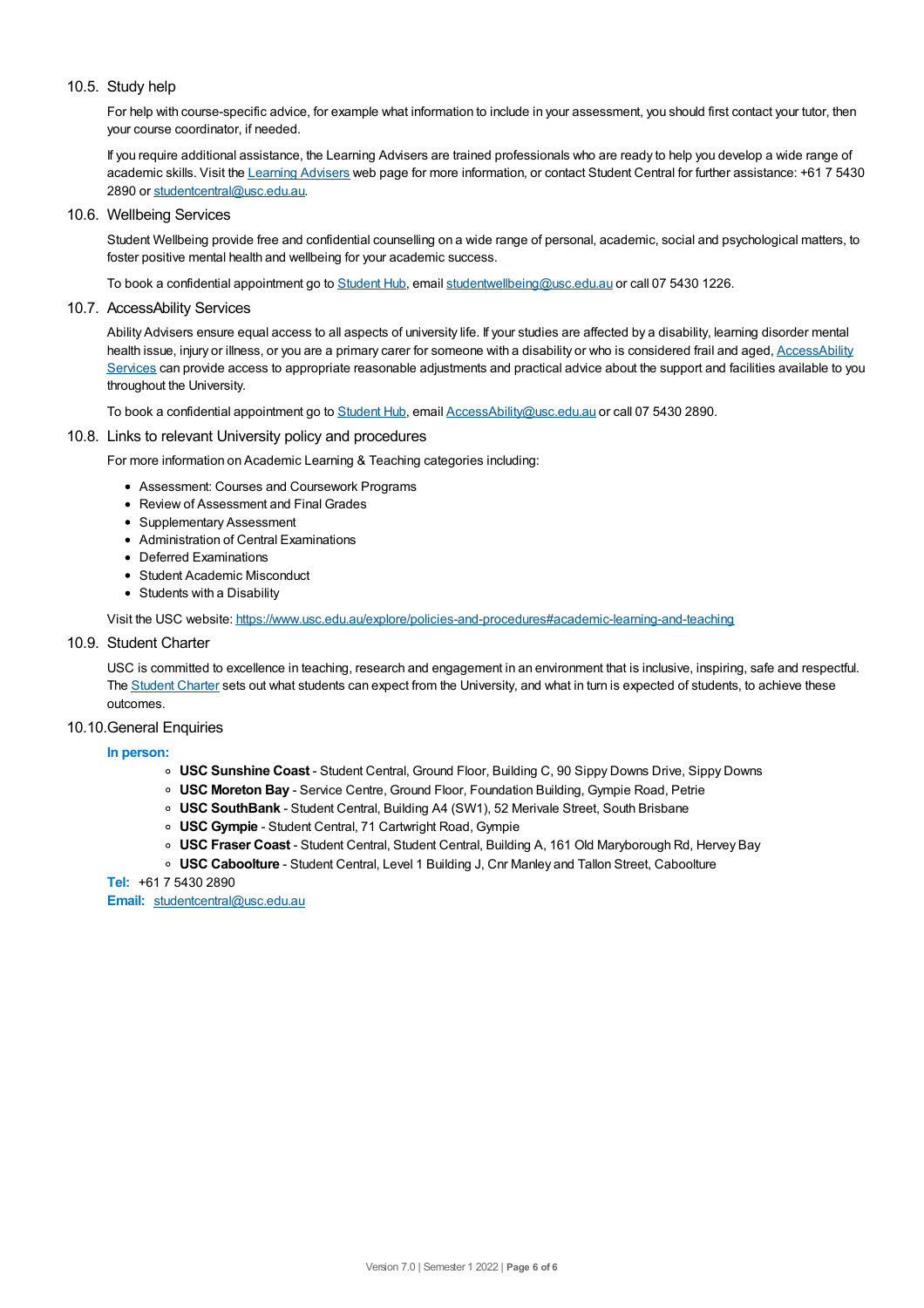### 10.5. Study help

For help with course-specific advice, for example what information to include in your assessment, you should first contact your tutor, then your course coordinator, if needed.

If you require additional assistance, the Learning Advisers are trained professionals who are ready to help you develop a wide range of academic skills. Visit the Learning Advisers web page for more information, or contact Student Central for further assistance: +61 7 5430 2890 or studentcentral@usc.edu.au.

### 10.6. Wellbeing Services

Student Wellbeing provide free and confidential counselling on a wide range of personal, academic, social and psychological matters, to foster positive mental health and wellbeing for your academic success.

To book a confidential appointment go to Student Hub, email studentwellbeing@usc.edu.au or call 07 5430 1226.

### 10.7. AccessAbility Services

Ability Advisers ensure equal access to all aspects of university life. If your studies are affected by a disability, learning disorder mental health issue, injury or illness, or you are a primary carer for someone with a disability or who is considered frail and aged, AccessAbility Services can provide access to appropriate reasonable adjustments and practical advice about the support and facilities available to you throughout the University.

To book a confidential appointment go to Student Hub, email AccessAbility@usc.edu.au or call 07 5430 2890.

### 10.8. Links to relevant University policy and procedures

For more information on Academic Learning & Teaching categories including:

- Assessment: Courses and Coursework Programs
- Review of Assessment and Final Grades
- Supplementary Assessment
- Administration of Central Examinations
- Deferred Examinations
- Student Academic Misconduct
- Students with a Disability

Visit the USC website: https://www.usc.edu.au/explore/policies-and-procedures#academic-learning-and-teaching

### 10.9. Student Charter

USC is committed to excellence in teaching, research and engagement in an environment that is inclusive, inspiring, safe and respectful. The Student Charter sets out what students can expect from the University, and what in turn is expected of students, to achieve these outcomes.

### 10.10. General Enquiries

**In person:**

- **USC Sunshine Coast** - Student Central, Ground Floor, Building C, 90 Sippy Downs Drive, Sippy Downs
- **USC Moreton Bay** - Service Centre, Ground Floor, Foundation Building, Gympie Road, Petrie
- **USC SouthBank** - Student Central, Building A4 (SW1), 52 Merivale Street, South Brisbane
- **USC Gympie** - Student Central, 71 Cartwright Road, Gympie
- **USC Fraser Coast** - Student Central, Student Central, Building A, 161 Old Maryborough Rd, Hervey Bay
- **USC Caboolture** - Student Central, Level 1 Building J, Cnr Manley and Tallon Street, Caboolture

**Tel:** +61 7 5430 2890

**Email:** studentcentral@usc.edu.au